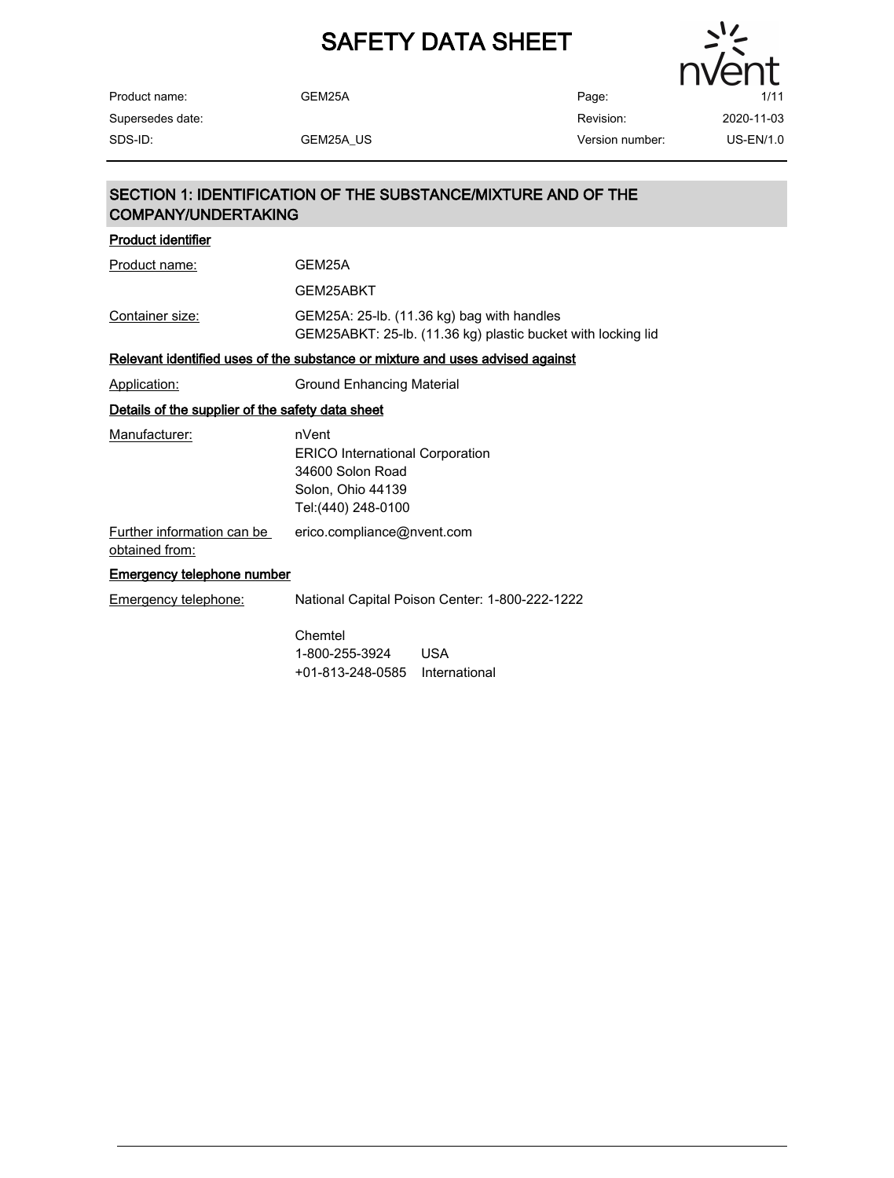# SAFETY DATA SHEET

| | | | |
|---|---|---|---|
| Product name: | GEM25A | Page: | 1/11 |
| Supersedes date: | | Revision: | 2020-11-03 |
| SDS-ID: | GEM25A_US | Version number: | US-EN/1.0 |

## SECTION 1: IDENTIFICATION OF THE SUBSTANCE/MIXTURE AND OF THE COMPANY/UNDERTAKING

### Product identifier

| | |
|---|---|
| Product name: | GEM25A<br>GEM25ABKT |
| Container size: | GEM25A: 25-lb. (11.36 kg) bag with handles<br>GEM25ABKT: 25-lb. (11.36 kg) plastic bucket with locking lid |

### Relevant identified uses of the substance or mixture and uses advised against

| | |
|---|---|
| Application: | Ground Enhancing Material |

### Details of the supplier of the safety data sheet

| | |
|---|---|
| Manufacturer: | nVent<br>ERICO International Corporation<br>34600 Solon Road<br>Solon, Ohio 44139<br>Tel:(440) 248-0100 |
| Further information can be obtained from: | erico.compliance@nvent.com |

### Emergency telephone number

| | |
|---|---|
| Emergency telephone: | National Capital Poison Center: 1-800-222-1222<br><br>Chemtel<br>1-800-255-3924 USA<br>+01-813-248-0585 International |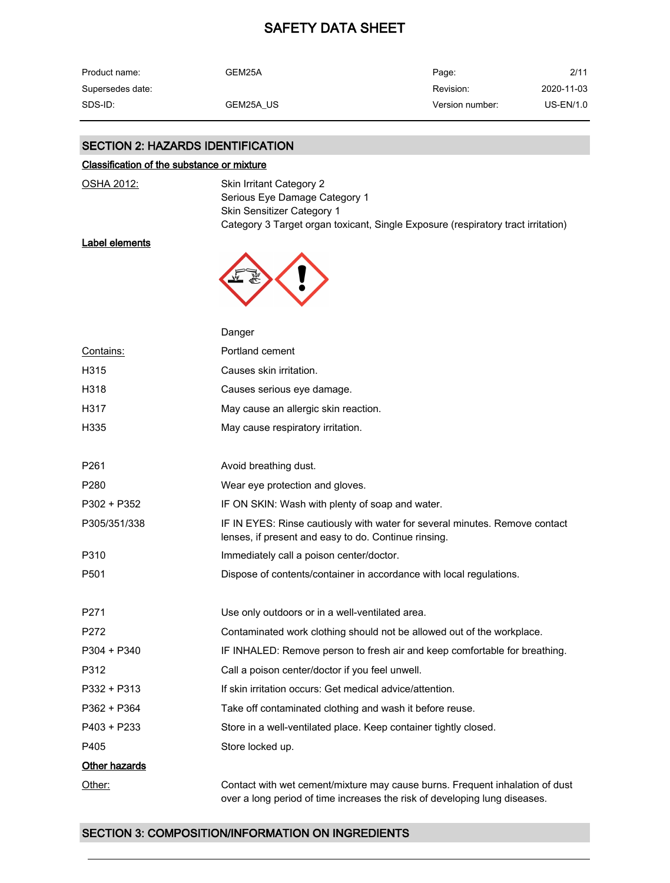# SAFETY DATA SHEET

| Product name: | GEM25A | Page: | 2/11 |
| --- | --- | --- | --- |
| Supersedes date: | | Revision: | 2020-11-03 |
| SDS-ID: | GEM25A_US | Version number: | US-EN/1.0 |

## SECTION 2: HAZARDS IDENTIFICATION

### Classification of the substance or mixture

**OSHA 2012:**

Skin Irritant Category 2
Serious Eye Damage Category 1
Skin Sensitizer Category 1
Category 3 Target organ toxicant, Single Exposure (respiratory tract irritation)

### Label elements

Danger

| | |
| --- | --- |
| Contains: | Portland cement |
| H315 | Causes skin irritation. |
| H318 | Causes serious eye damage. |
| H317 | May cause an allergic skin reaction. |
| H335 | May cause respiratory irritation. |

| | |
| --- | --- |
| P261 | Avoid breathing dust. |
| P280 | Wear eye protection and gloves. |
| P302 + P352 | IF ON SKIN: Wash with plenty of soap and water. |
| P305/351/338 | IF IN EYES: Rinse cautiously with water for several minutes. Remove contact lenses, if present and easy to do. Continue rinsing. |
| P310 | Immediately call a poison center/doctor. |
| P501 | Dispose of contents/container in accordance with local regulations. |

| | |
| --- | --- |
| P271 | Use only outdoors or in a well-ventilated area. |
| P272 | Contaminated work clothing should not be allowed out of the workplace. |
| P304 + P340 | IF INHALED: Remove person to fresh air and keep comfortable for breathing. |
| P312 | Call a poison center/doctor if you feel unwell. |
| P332 + P313 | If skin irritation occurs: Get medical advice/attention. |
| P362 + P364 | Take off contaminated clothing and wash it before reuse. |
| P403 + P233 | Store in a well-ventilated place. Keep container tightly closed. |
| P405 | Store locked up. |

### Other hazards

**Other:** Contact with wet cement/mixture may cause burns. Frequent inhalation of dust over a long period of time increases the risk of developing lung diseases.

## SECTION 3: COMPOSITION/INFORMATION ON INGREDIENTS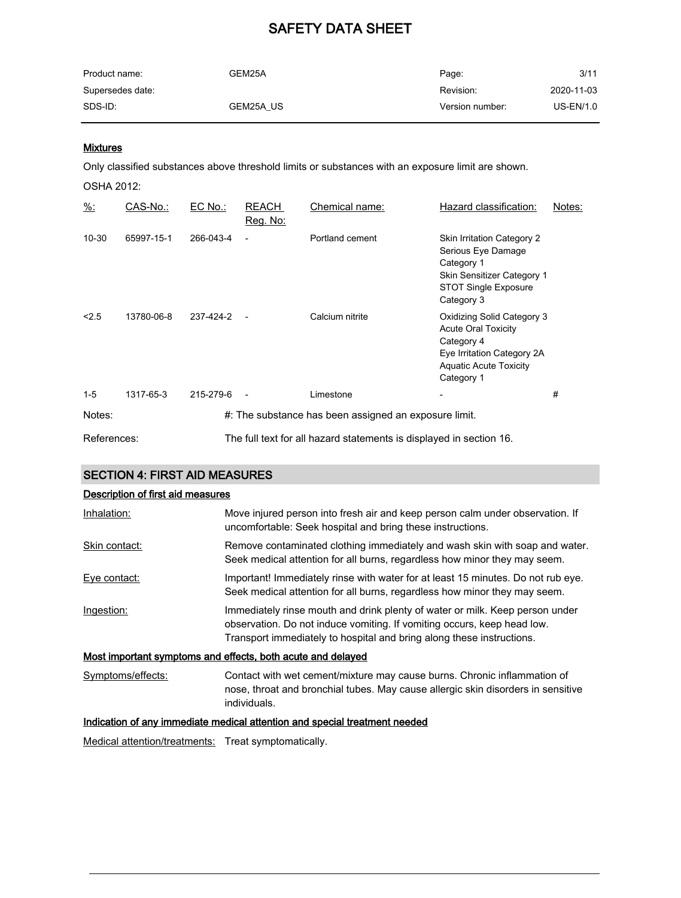### Mixtures

Only classified substances above threshold limits or substances with an exposure limit are shown.

OSHA 2012:

| %: | CAS-No.: | EC No.: | REACH Reg. No: | Chemical name: | Hazard classification: | Notes: |
|---|---|---|---|---|---|---|
| 10-30 | 65997-15-1 | 266-043-4 | - | Portland cement | Skin Irritation Category 2<br>Serious Eye Damage Category 1<br>Skin Sensitizer Category 1<br>STOT Single Exposure Category 3 | |
| <2.5 | 13780-06-8 | 237-424-2 | - | Calcium nitrite | Oxidizing Solid Category 3<br>Acute Oral Toxicity Category 4<br>Eye Irritation Category 2A<br>Aquatic Acute Toxicity Category 1 | |
| 1-5 | 1317-65-3 | 215-279-6 | - | Limestone | - | # |

Notes: #: The substance has been assigned an exposure limit.

References: The full text for all hazard statements is displayed in section 16.

## SECTION 4: FIRST AID MEASURES

### Description of first aid measures

Inhalation: Move injured person into fresh air and keep person calm under observation. If uncomfortable: Seek hospital and bring these instructions.

Skin contact: Remove contaminated clothing immediately and wash skin with soap and water. Seek medical attention for all burns, regardless how minor they may seem.

Eye contact: Important! Immediately rinse with water for at least 15 minutes. Do not rub eye. Seek medical attention for all burns, regardless how minor they may seem.

Ingestion: Immediately rinse mouth and drink plenty of water or milk. Keep person under observation. Do not induce vomiting. If vomiting occurs, keep head low. Transport immediately to hospital and bring along these instructions.

### Most important symptoms and effects, both acute and delayed

Symptoms/effects: Contact with wet cement/mixture may cause burns. Chronic inflammation of nose, throat and bronchial tubes. May cause allergic skin disorders in sensitive individuals.

### Indication of any immediate medical attention and special treatment needed

Medical attention/treatments: Treat symptomatically.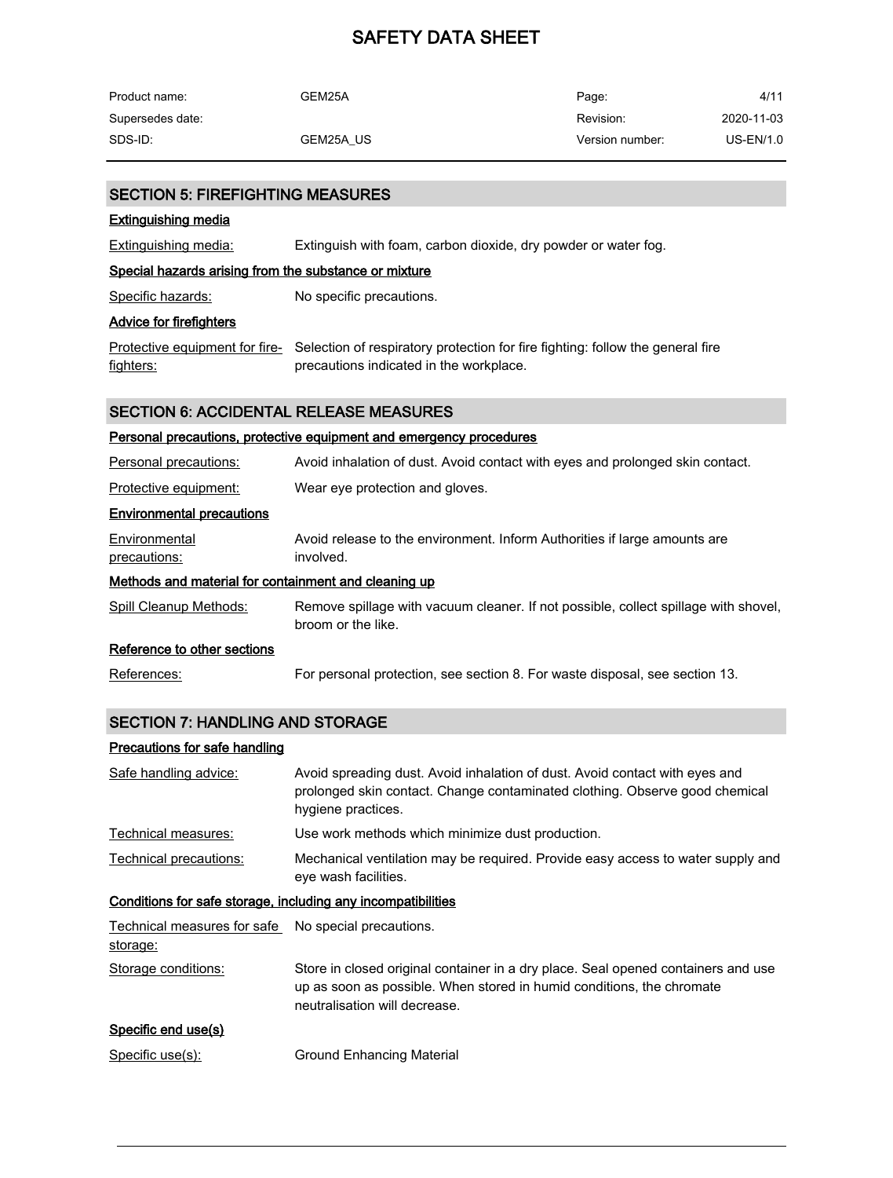## SECTION 5: FIREFIGHTING MEASURES

### Extinguishing media

Extinguishing media: Extinguish with foam, carbon dioxide, dry powder or water fog.

### Special hazards arising from the substance or mixture

Specific hazards: No specific precautions.

### Advice for firefighters

Protective equipment for fire-fighters: Selection of respiratory protection for fire fighting: follow the general fire precautions indicated in the workplace.

## SECTION 6: ACCIDENTAL RELEASE MEASURES

### Personal precautions, protective equipment and emergency procedures

Personal precautions: Avoid inhalation of dust. Avoid contact with eyes and prolonged skin contact.

Protective equipment: Wear eye protection and gloves.

### Environmental precautions

Environmental precautions: Avoid release to the environment. Inform Authorities if large amounts are involved.

### Methods and material for containment and cleaning up

Spill Cleanup Methods: Remove spillage with vacuum cleaner. If not possible, collect spillage with shovel, broom or the like.

### Reference to other sections

References: For personal protection, see section 8. For waste disposal, see section 13.

## SECTION 7: HANDLING AND STORAGE

### Precautions for safe handling

Safe handling advice: Avoid spreading dust. Avoid inhalation of dust. Avoid contact with eyes and prolonged skin contact. Change contaminated clothing. Observe good chemical hygiene practices.

Technical measures: Use work methods which minimize dust production.

Technical precautions: Mechanical ventilation may be required. Provide easy access to water supply and eye wash facilities.

### Conditions for safe storage, including any incompatibilities

Technical measures for safe storage: No special precautions.

Storage conditions: Store in closed original container in a dry place. Seal opened containers and use up as soon as possible. When stored in humid conditions, the chromate neutralisation will decrease.

### Specific end use(s)

Specific use(s): Ground Enhancing Material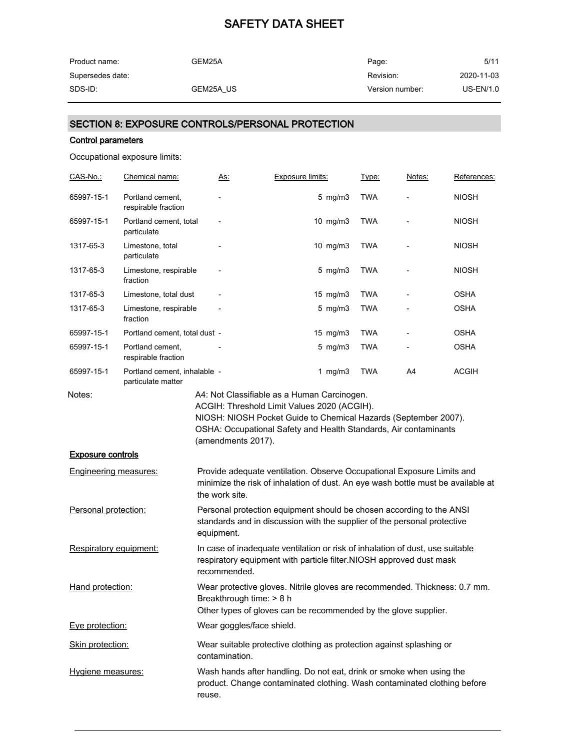## SECTION 8: EXPOSURE CONTROLS/PERSONAL PROTECTION

### Control parameters

Occupational exposure limits:

| CAS-No.: | Chemical name: | As: | Exposure limits: | Type: | Notes: | References: |
|---|---|---|---|---|---|---|
| 65997-15-1 | Portland cement, respirable fraction | - | 5 mg/m3 | TWA | - | NIOSH |
| 65997-15-1 | Portland cement, total particulate | - | 10 mg/m3 | TWA | - | NIOSH |
| 1317-65-3 | Limestone, total particulate | - | 10 mg/m3 | TWA | - | NIOSH |
| 1317-65-3 | Limestone, respirable fraction | - | 5 mg/m3 | TWA | - | NIOSH |
| 1317-65-3 | Limestone, total dust | - | 15 mg/m3 | TWA | - | OSHA |
| 1317-65-3 | Limestone, respirable fraction | - | 5 mg/m3 | TWA | - | OSHA |
| 65997-15-1 | Portland cement, total dust | - | 15 mg/m3 | TWA | - | OSHA |
| 65997-15-1 | Portland cement, respirable fraction | - | 5 mg/m3 | TWA | - | OSHA |
| 65997-15-1 | Portland cement, inhalable particulate matter | - | 1 mg/m3 | TWA | A4 | ACGIH |

Notes:
A4: Not Classifiable as a Human Carcinogen.
ACGIH: Threshold Limit Values 2020 (ACGIH).
NIOSH: NIOSH Pocket Guide to Chemical Hazards (September 2007).
OSHA: Occupational Safety and Health Standards, Air contaminants (amendments 2017).

### Exposure controls

**Engineering measures:** Provide adequate ventilation. Observe Occupational Exposure Limits and minimize the risk of inhalation of dust. An eye wash bottle must be available at the work site.

**Personal protection:** Personal protection equipment should be chosen according to the ANSI standards and in discussion with the supplier of the personal protective equipment.

**Respiratory equipment:** In case of inadequate ventilation or risk of inhalation of dust, use suitable respiratory equipment with particle filter.NIOSH approved dust mask recommended.

**Hand protection:** Wear protective gloves. Nitrile gloves are recommended. Thickness: 0.7 mm. Breakthrough time: > 8 h
Other types of gloves can be recommended by the glove supplier.

**Eye protection:** Wear goggles/face shield.

**Skin protection:** Wear suitable protective clothing as protection against splashing or contamination.

**Hygiene measures:** Wash hands after handling. Do not eat, drink or smoke when using the product. Change contaminated clothing. Wash contaminated clothing before reuse.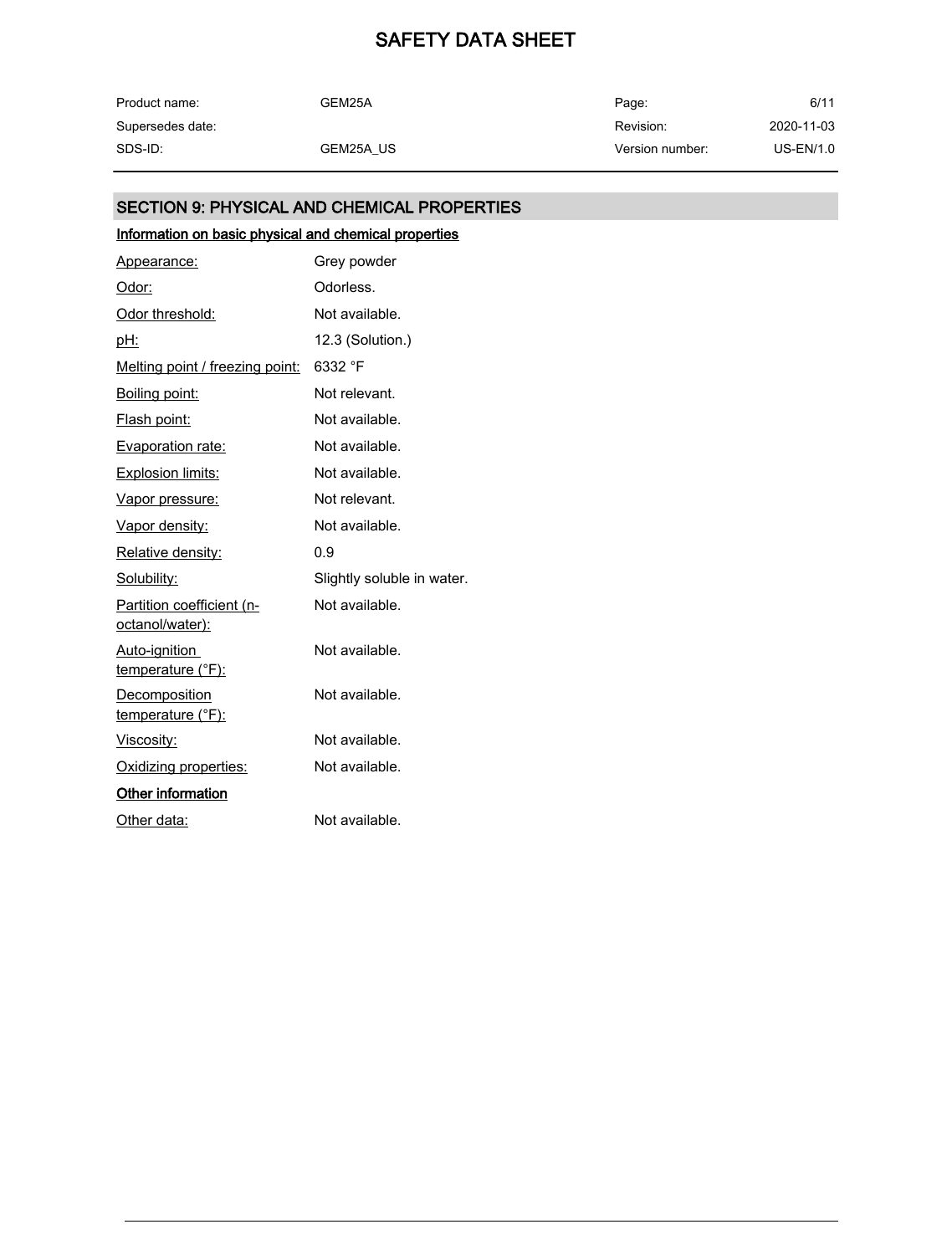## SECTION 9: PHYSICAL AND CHEMICAL PROPERTIES

### Information on basic physical and chemical properties

| Property | Value |
|---|---|
| Appearance: | Grey powder |
| Odor: | Odorless. |
| Odor threshold: | Not available. |
| pH: | 12.3 (Solution.) |
| Melting point / freezing point: | 6332 °F |
| Boiling point: | Not relevant. |
| Flash point: | Not available. |
| Evaporation rate: | Not available. |
| Explosion limits: | Not available. |
| Vapor pressure: | Not relevant. |
| Vapor density: | Not available. |
| Relative density: | 0.9 |
| Solubility: | Slightly soluble in water. |
| Partition coefficient (n-octanol/water): | Not available. |
| Auto-ignition temperature (°F): | Not available. |
| Decomposition temperature (°F): | Not available. |
| Viscosity: | Not available. |
| Oxidizing properties: | Not available. |

### Other information

| Property | Value |
|---|---|
| Other data: | Not available. |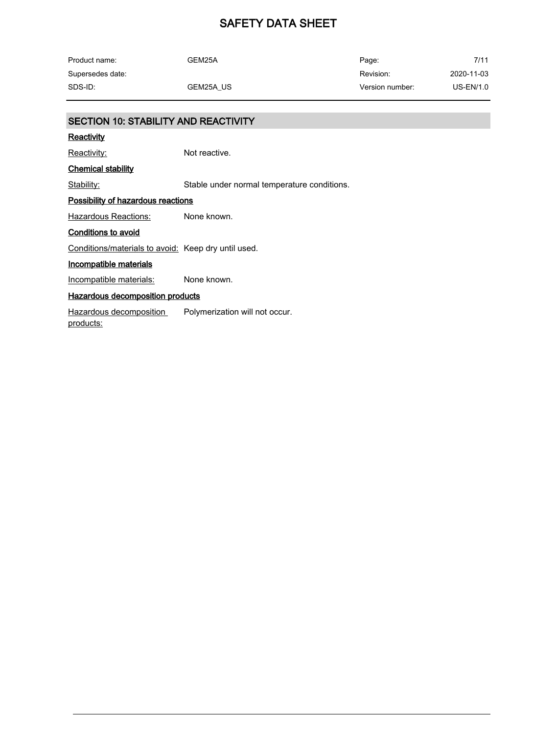## SECTION 10: STABILITY AND REACTIVITY

### Reactivity

Reactivity: Not reactive.

### Chemical stability

Stability: Stable under normal temperature conditions.

### Possibility of hazardous reactions

Hazardous Reactions: None known.

### Conditions to avoid

Conditions/materials to avoid: Keep dry until used.

### Incompatible materials

Incompatible materials: None known.

### Hazardous decomposition products

Hazardous decomposition products: Polymerization will not occur.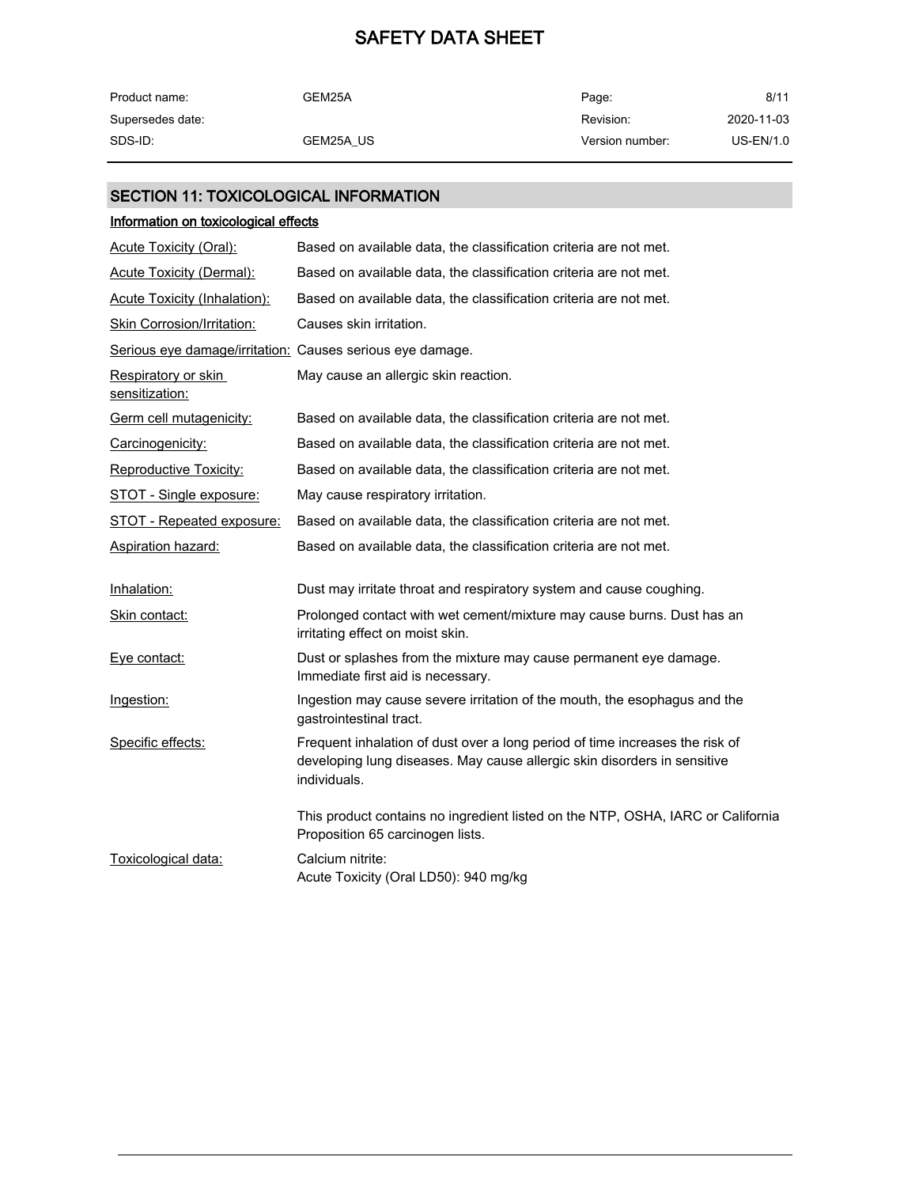## SECTION 11: TOXICOLOGICAL INFORMATION

### Information on toxicological effects

| | |
|---|---|
| Acute Toxicity (Oral): | Based on available data, the classification criteria are not met. |
| Acute Toxicity (Dermal): | Based on available data, the classification criteria are not met. |
| Acute Toxicity (Inhalation): | Based on available data, the classification criteria are not met. |
| Skin Corrosion/Irritation: | Causes skin irritation. |
| Serious eye damage/irritation: | Causes serious eye damage. |
| Respiratory or skin sensitization: | May cause an allergic skin reaction. |
| Germ cell mutagenicity: | Based on available data, the classification criteria are not met. |
| Carcinogenicity: | Based on available data, the classification criteria are not met. |
| Reproductive Toxicity: | Based on available data, the classification criteria are not met. |
| STOT - Single exposure: | May cause respiratory irritation. |
| STOT - Repeated exposure: | Based on available data, the classification criteria are not met. |
| Aspiration hazard: | Based on available data, the classification criteria are not met. |

| | |
|---|---|
| Inhalation: | Dust may irritate throat and respiratory system and cause coughing. |
| Skin contact: | Prolonged contact with wet cement/mixture may cause burns. Dust has an irritating effect on moist skin. |
| Eye contact: | Dust or splashes from the mixture may cause permanent eye damage. Immediate first aid is necessary. |
| Ingestion: | Ingestion may cause severe irritation of the mouth, the esophagus and the gastrointestinal tract. |
| Specific effects: | Frequent inhalation of dust over a long period of time increases the risk of developing lung diseases. May cause allergic skin disorders in sensitive individuals.<br><br>This product contains no ingredient listed on the NTP, OSHA, IARC or California Proposition 65 carcinogen lists. |
| Toxicological data: | Calcium nitrite:<br>Acute Toxicity (Oral LD50): 940 mg/kg |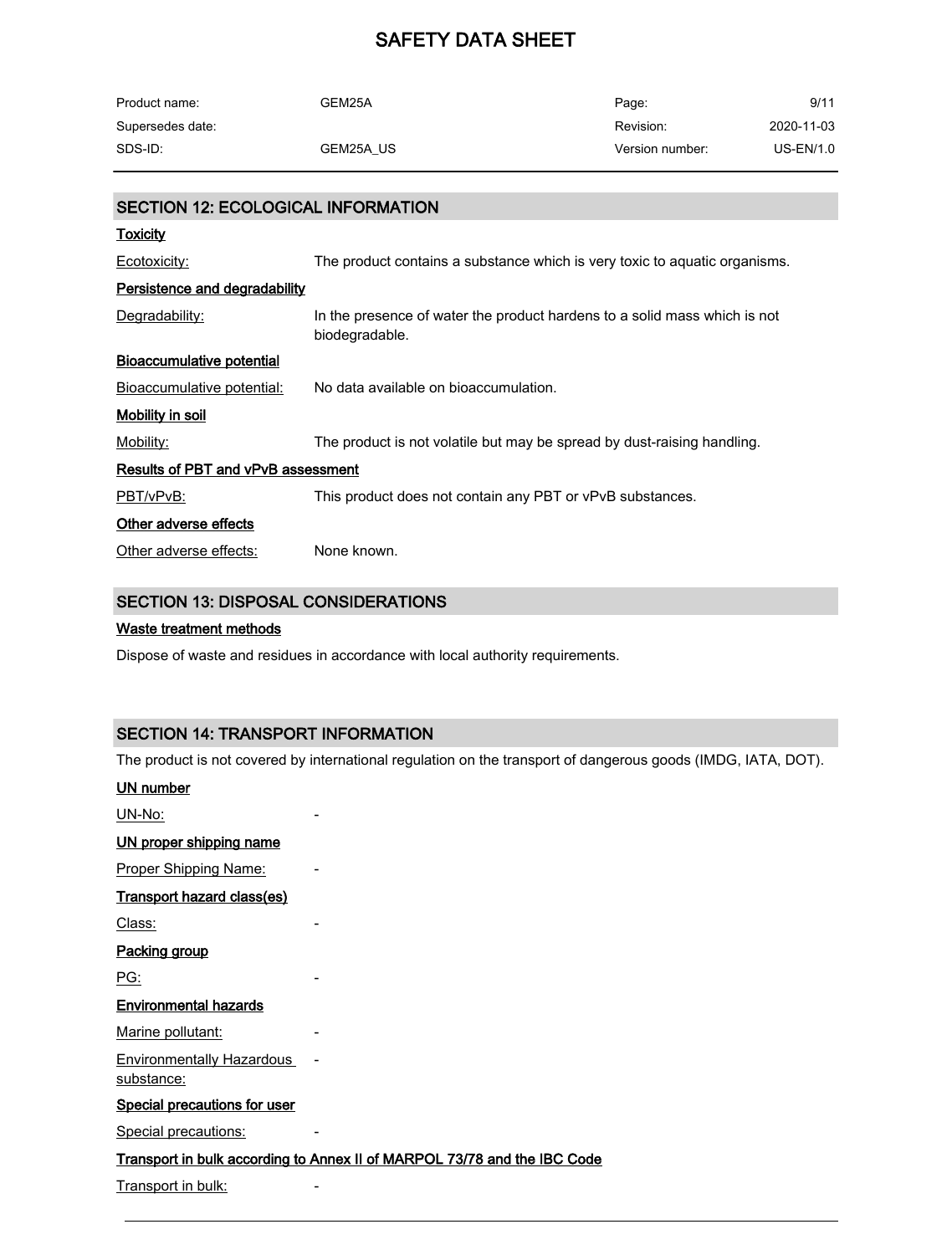## SECTION 12: ECOLOGICAL INFORMATION

### Toxicity

| | |
|---|---|
| Ecotoxicity: | The product contains a substance which is very toxic to aquatic organisms. |

### Persistence and degradability

| | |
|---|---|
| Degradability: | In the presence of water the product hardens to a solid mass which is not biodegradable. |

### Bioaccumulative potential

| | |
|---|---|
| Bioaccumulative potential: | No data available on bioaccumulation. |

### Mobility in soil

| | |
|---|---|
| Mobility: | The product is not volatile but may be spread by dust-raising handling. |

### Results of PBT and vPvB assessment

| | |
|---|---|
| PBT/vPvB: | This product does not contain any PBT or vPvB substances. |

### Other adverse effects

| | |
|---|---|
| Other adverse effects: | None known. |

## SECTION 13: DISPOSAL CONSIDERATIONS

### Waste treatment methods

Dispose of waste and residues in accordance with local authority requirements.

## SECTION 14: TRANSPORT INFORMATION

The product is not covered by international regulation on the transport of dangerous goods (IMDG, IATA, DOT).

### UN number

| | |
|---|---|
| UN-No: | - |

### UN proper shipping name

| | |
|---|---|
| Proper Shipping Name: | - |

### Transport hazard class(es)

| | |
|---|---|
| Class: | - |

### Packing group

| | |
|---|---|
| PG: | - |

### Environmental hazards

| | |
|---|---|
| Marine pollutant: | - |
| Environmentally Hazardous substance: | - |

### Special precautions for user

| | |
|---|---|
| Special precautions: | - |

### Transport in bulk according to Annex II of MARPOL 73/78 and the IBC Code

| | |
|---|---|
| Transport in bulk: | - |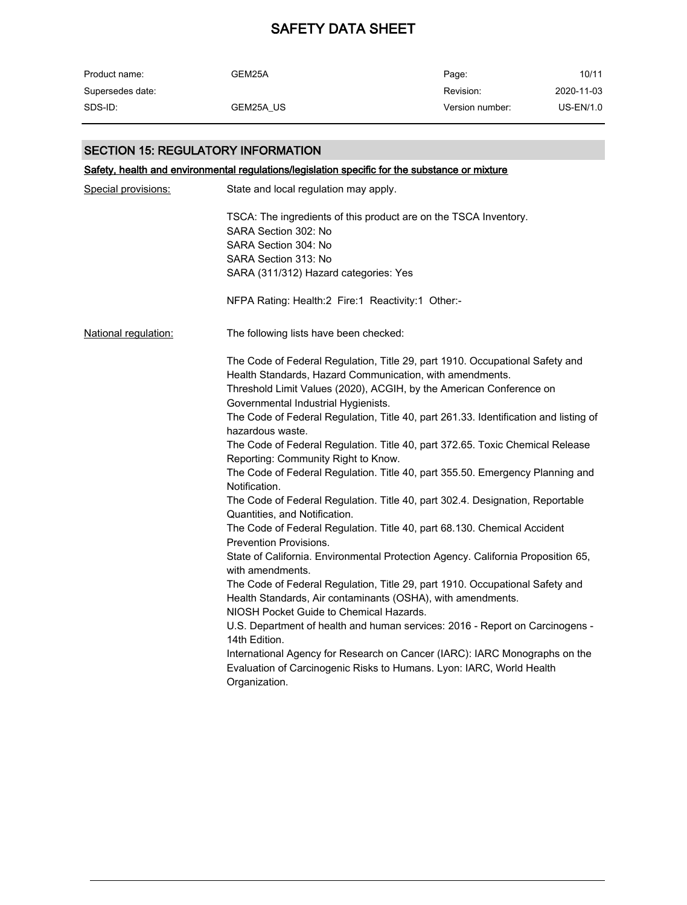## SECTION 15: REGULATORY INFORMATION

### Safety, health and environmental regulations/legislation specific for the substance or mixture

**Special provisions:**

State and local regulation may apply.

TSCA: The ingredients of this product are on the TSCA Inventory.
SARA Section 302: No
SARA Section 304: No
SARA Section 313: No
SARA (311/312) Hazard categories: Yes

NFPA Rating: Health:2 Fire:1 Reactivity:1 Other:-

**National regulation:**

The following lists have been checked:

The Code of Federal Regulation, Title 29, part 1910. Occupational Safety and Health Standards, Hazard Communication, with amendments.
Threshold Limit Values (2020), ACGIH, by the American Conference on Governmental Industrial Hygienists.
The Code of Federal Regulation, Title 40, part 261.33. Identification and listing of hazardous waste.
The Code of Federal Regulation. Title 40, part 372.65. Toxic Chemical Release Reporting: Community Right to Know.
The Code of Federal Regulation. Title 40, part 355.50. Emergency Planning and Notification.
The Code of Federal Regulation. Title 40, part 302.4. Designation, Reportable Quantities, and Notification.
The Code of Federal Regulation. Title 40, part 68.130. Chemical Accident Prevention Provisions.
State of California. Environmental Protection Agency. California Proposition 65, with amendments.
The Code of Federal Regulation, Title 29, part 1910. Occupational Safety and Health Standards, Air contaminants (OSHA), with amendments.
NIOSH Pocket Guide to Chemical Hazards.
U.S. Department of health and human services: 2016 - Report on Carcinogens - 14th Edition.
International Agency for Research on Cancer (IARC): IARC Monographs on the Evaluation of Carcinogenic Risks to Humans. Lyon: IARC, World Health Organization.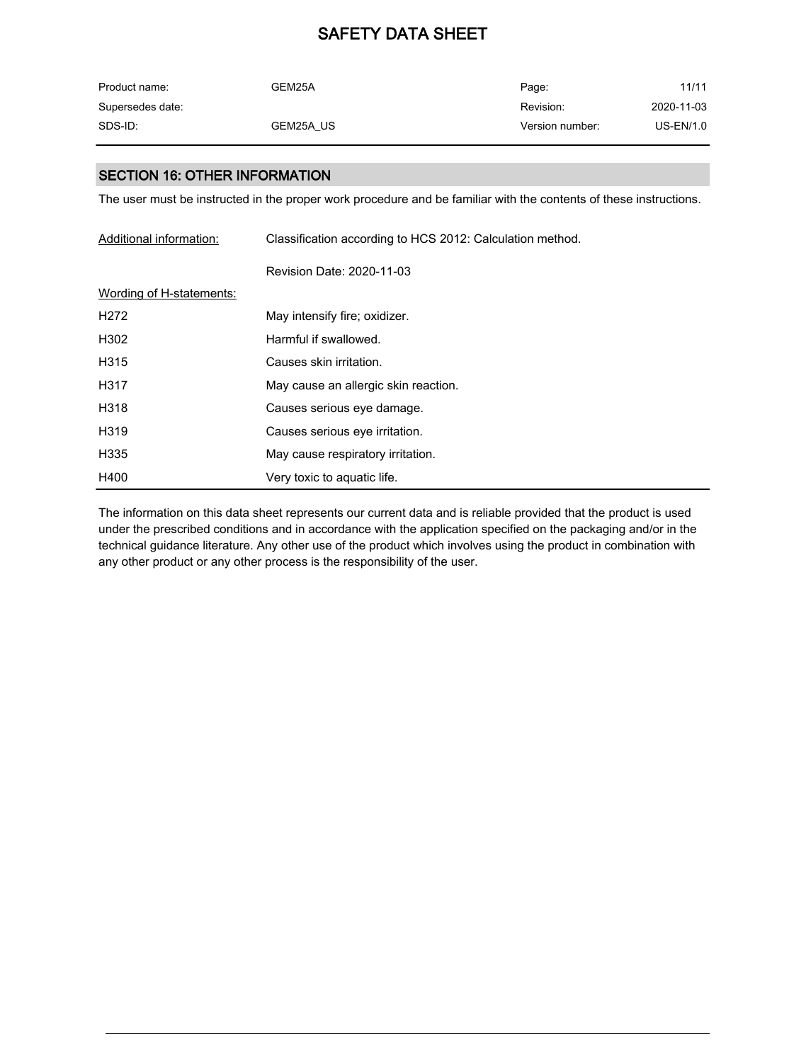## SECTION 16: OTHER INFORMATION

The user must be instructed in the proper work procedure and be familiar with the contents of these instructions.

| | |
|---|---|
| Additional information: | Classification according to HCS 2012: Calculation method. |
| | Revision Date: 2020-11-03 |
| Wording of H-statements: | |
| H272 | May intensify fire; oxidizer. |
| H302 | Harmful if swallowed. |
| H315 | Causes skin irritation. |
| H317 | May cause an allergic skin reaction. |
| H318 | Causes serious eye damage. |
| H319 | Causes serious eye irritation. |
| H335 | May cause respiratory irritation. |
| H400 | Very toxic to aquatic life. |

The information on this data sheet represents our current data and is reliable provided that the product is used under the prescribed conditions and in accordance with the application specified on the packaging and/or in the technical guidance literature. Any other use of the product which involves using the product in combination with any other product or any other process is the responsibility of the user.